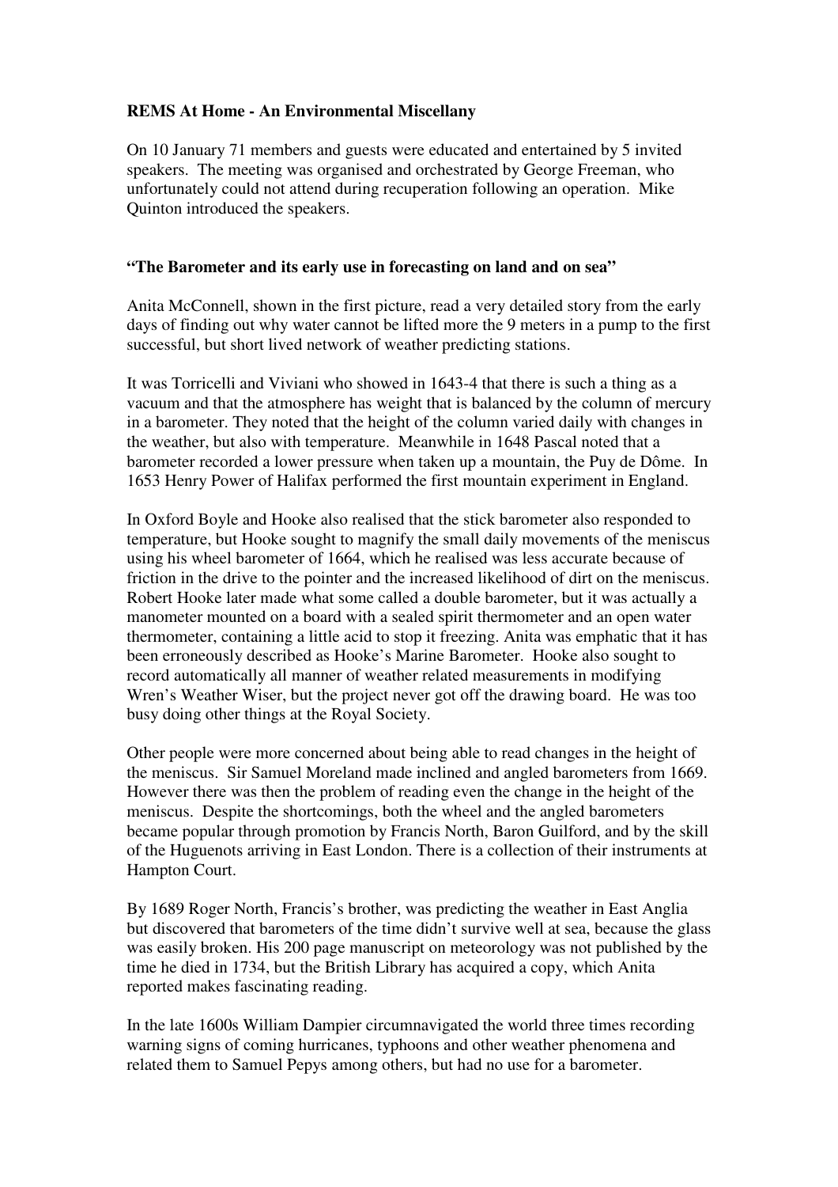**REMS At Home - An Environmental Miscellany**

On 10 January 71 members and guests were educated and entertained by 5 invited speakers. The meeting was organised and orchestrated by George Freeman, who unfortunately could not attend during recuperation following an operation. Mike Quinton introduced the speakers.

**"The Barometer and its early use in forecasting on land and on sea"**

Anita McConnell, shown in the first picture, read a very detailed story from the early days of finding out why water cannot be lifted more the 9 meters in a pump to the first successful, but short lived network of weather predicting stations.

It was Torricelli and Viviani who showed in 1643-4 that there is such a thing as a vacuum and that the atmosphere has weight that is balanced by the column of mercury in a barometer. They noted that the height of the column varied daily with changes in the weather, but also with temperature. Meanwhile in 1648 Pascal noted that a barometer recorded a lower pressure when taken up a mountain, the Puy de Dôme. In 1653 Henry Power of Halifax performed the first mountain experiment in England.

In Oxford Boyle and Hooke also realised that the stick barometer also responded to temperature, but Hooke sought to magnify the small daily movements of the meniscus using his wheel barometer of 1664, which he realised was less accurate because of friction in the drive to the pointer and the increased likelihood of dirt on the meniscus. Robert Hooke later made what some called a double barometer, but it was actually a manometer mounted on a board with a sealed spirit thermometer and an open water thermometer, containing a little acid to stop it freezing. Anita was emphatic that it has been erroneously described as Hooke's Marine Barometer. Hooke also sought to record automatically all manner of weather related measurements in modifying Wren's Weather Wiser, but the project never got off the drawing board. He was too busy doing other things at the Royal Society.

Other people were more concerned about being able to read changes in the height of the meniscus. Sir Samuel Moreland made inclined and angled barometers from 1669. However there was then the problem of reading even the change in the height of the meniscus. Despite the shortcomings, both the wheel and the angled barometers became popular through promotion by Francis North, Baron Guilford, and by the skill of the Huguenots arriving in East London. There is a collection of their instruments at Hampton Court.

By 1689 Roger North, Francis's brother, was predicting the weather in East Anglia but discovered that barometers of the time didn't survive well at sea, because the glass was easily broken. His 200 page manuscript on meteorology was not published by the time he died in 1734, but the British Library has acquired a copy, which Anita reported makes fascinating reading.

In the late 1600s William Dampier circumnavigated the world three times recording warning signs of coming hurricanes, typhoons and other weather phenomena and related them to Samuel Pepys among others, but had no use for a barometer.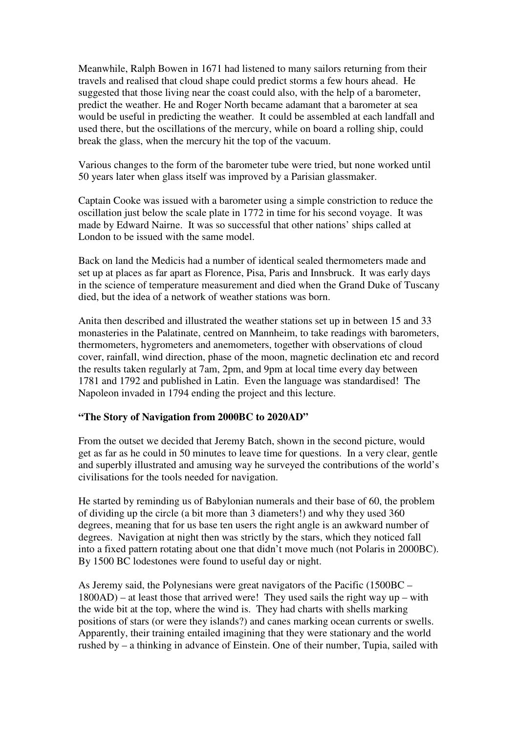Meanwhile, Ralph Bowen in 1671 had listened to many sailors returning from their travels and realised that cloud shape could predict storms a few hours ahead. He suggested that those living near the coast could also, with the help of a barometer, predict the weather. He and Roger North became adamant that a barometer at sea would be useful in predicting the weather. It could be assembled at each landfall and used there, but the oscillations of the mercury, while on board a rolling ship, could break the glass, when the mercury hit the top of the vacuum.

Various changes to the form of the barometer tube were tried, but none worked until 50 years later when glass itself was improved by a Parisian glassmaker.

Captain Cooke was issued with a barometer using a simple constriction to reduce the oscillation just below the scale plate in 1772 in time for his second voyage. It was made by Edward Nairne. It was so successful that other nations' ships called at London to be issued with the same model.

Back on land the Medicis had a number of identical sealed thermometers made and set up at places as far apart as Florence, Pisa, Paris and Innsbruck. It was early days in the science of temperature measurement and died when the Grand Duke of Tuscany died, but the idea of a network of weather stations was born.

Anita then described and illustrated the weather stations set up in between 15 and 33 monasteries in the Palatinate, centred on Mannheim, to take readings with barometers, thermometers, hygrometers and anemometers, together with observations of cloud cover, rainfall, wind direction, phase of the moon, magnetic declination etc and record the results taken regularly at 7am, 2pm, and 9pm at local time every day between 1781 and 1792 and published in Latin. Even the language was standardised! The Napoleon invaded in 1794 ending the project and this lecture.

**"The Story of Navigation from 2000BC to 2020AD"**

From the outset we decided that Jeremy Batch, shown in the second picture, would get as far as he could in 50 minutes to leave time for questions. In a very clear, gentle and superbly illustrated and amusing way he surveyed the contributions of the world's civilisations for the tools needed for navigation.

He started by reminding us of Babylonian numerals and their base of 60, the problem of dividing up the circle (a bit more than 3 diameters!) and why they used 360 degrees, meaning that for us base ten users the right angle is an awkward number of degrees. Navigation at night then was strictly by the stars, which they noticed fall into a fixed pattern rotating about one that didn't move much (not Polaris in 2000BC). By 1500 BC lodestones were found to useful day or night.

As Jeremy said, the Polynesians were great navigators of the Pacific (1500BC – 1800AD) – at least those that arrived were! They used sails the right way up – with the wide bit at the top, where the wind is. They had charts with shells marking positions of stars (or were they islands?) and canes marking ocean currents or swells. Apparently, their training entailed imagining that they were stationary and the world rushed by – a thinking in advance of Einstein. One of their number, Tupia, sailed with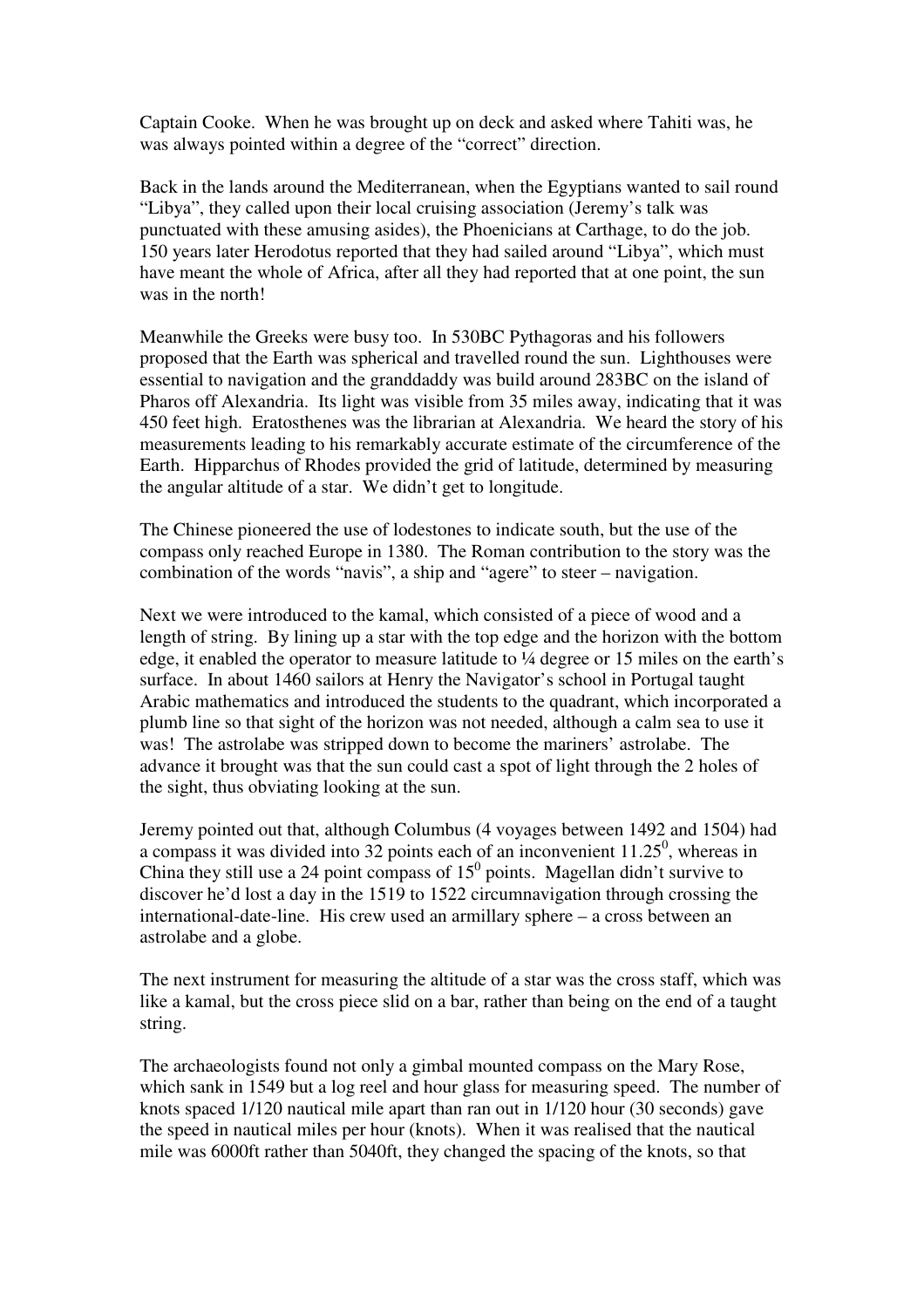Captain Cooke. When he was brought up on deck and asked where Tahiti was, he was always pointed within a degree of the "correct" direction.

Back in the lands around the Mediterranean, when the Egyptians wanted to sail round "Libya", they called upon their local cruising association (Jeremy's talk was punctuated with these amusing asides), the Phoenicians at Carthage, to do the job. 150 years later Herodotus reported that they had sailed around "Libya", which must have meant the whole of Africa, after all they had reported that at one point, the sun was in the north!

Meanwhile the Greeks were busy too. In 530BC Pythagoras and his followers proposed that the Earth was spherical and travelled round the sun. Lighthouses were essential to navigation and the granddaddy was build around 283BC on the island of Pharos off Alexandria. Its light was visible from 35 miles away, indicating that it was 450 feet high. Eratosthenes was the librarian at Alexandria. We heard the story of his measurements leading to his remarkably accurate estimate of the circumference of the Earth. Hipparchus of Rhodes provided the grid of latitude, determined by measuring the angular altitude of a star. We didn't get to longitude.

The Chinese pioneered the use of lodestones to indicate south, but the use of the compass only reached Europe in 1380. The Roman contribution to the story was the combination of the words "navis", a ship and "agere" to steer – navigation.

Next we were introduced to the kamal, which consisted of a piece of wood and a length of string. By lining up a star with the top edge and the horizon with the bottom edge, it enabled the operator to measure latitude to ¼ degree or 15 miles on the earth's surface. In about 1460 sailors at Henry the Navigator's school in Portugal taught Arabic mathematics and introduced the students to the quadrant, which incorporated a plumb line so that sight of the horizon was not needed, although a calm sea to use it was! The astrolabe was stripped down to become the mariners' astrolabe. The advance it brought was that the sun could cast a spot of light through the 2 holes of the sight, thus obviating looking at the sun.

Jeremy pointed out that, although Columbus (4 voyages between 1492 and 1504) had a compass it was divided into 32 points each of an inconvenient $11.25^0$, whereas in China they still use a 24 point compass of $15^0$ points. Magellan didn't survive to discover he'd lost a day in the 1519 to 1522 circumnavigation through crossing the international-date-line. His crew used an armillary sphere – a cross between an astrolabe and a globe.

The next instrument for measuring the altitude of a star was the cross staff, which was like a kamal, but the cross piece slid on a bar, rather than being on the end of a taught string.

The archaeologists found not only a gimbal mounted compass on the Mary Rose, which sank in 1549 but a log reel and hour glass for measuring speed. The number of knots spaced 1/120 nautical mile apart than ran out in 1/120 hour (30 seconds) gave the speed in nautical miles per hour (knots). When it was realised that the nautical mile was 6000ft rather than 5040ft, they changed the spacing of the knots, so that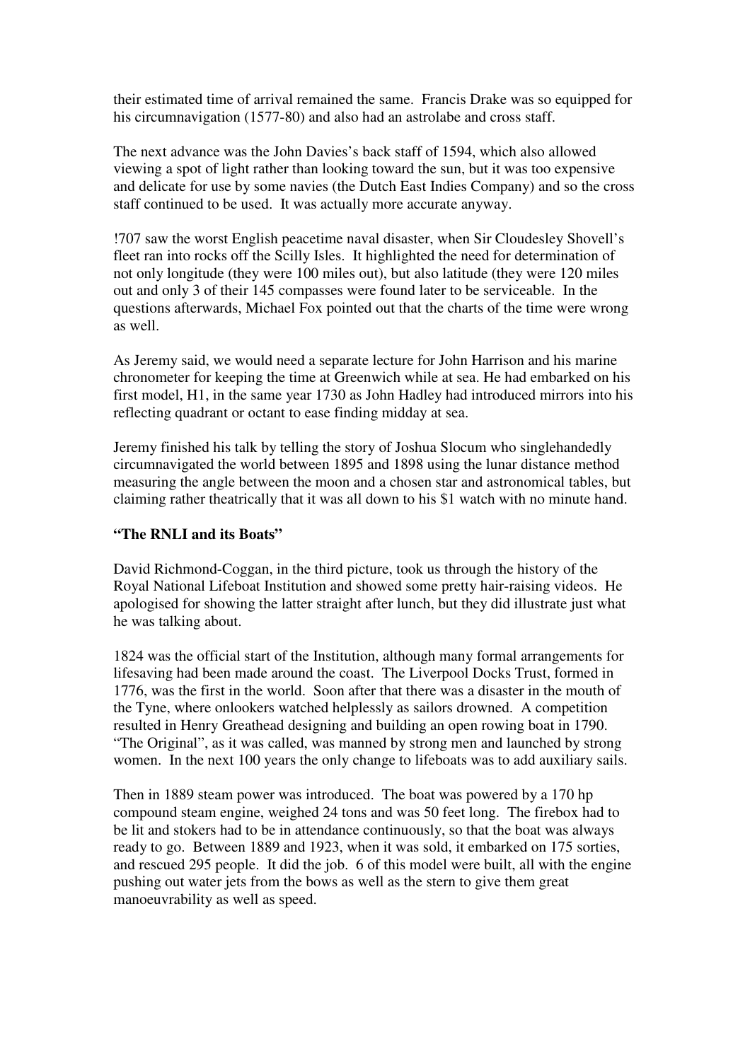their estimated time of arrival remained the same. Francis Drake was so equipped for his circumnavigation (1577-80) and also had an astrolabe and cross staff.

The next advance was the John Davies's back staff of 1594, which also allowed viewing a spot of light rather than looking toward the sun, but it was too expensive and delicate for use by some navies (the Dutch East Indies Company) and so the cross staff continued to be used. It was actually more accurate anyway.

!707 saw the worst English peacetime naval disaster, when Sir Cloudesley Shovell's fleet ran into rocks off the Scilly Isles. It highlighted the need for determination of not only longitude (they were 100 miles out), but also latitude (they were 120 miles out and only 3 of their 145 compasses were found later to be serviceable. In the questions afterwards, Michael Fox pointed out that the charts of the time were wrong as well.

As Jeremy said, we would need a separate lecture for John Harrison and his marine chronometer for keeping the time at Greenwich while at sea. He had embarked on his first model, H1, in the same year 1730 as John Hadley had introduced mirrors into his reflecting quadrant or octant to ease finding midday at sea.

Jeremy finished his talk by telling the story of Joshua Slocum who singlehandedly circumnavigated the world between 1895 and 1898 using the lunar distance method measuring the angle between the moon and a chosen star and astronomical tables, but claiming rather theatrically that it was all down to his $1 watch with no minute hand.

**"The RNLI and its Boats"**

David Richmond-Coggan, in the third picture, took us through the history of the Royal National Lifeboat Institution and showed some pretty hair-raising videos. He apologised for showing the latter straight after lunch, but they did illustrate just what he was talking about.

1824 was the official start of the Institution, although many formal arrangements for lifesaving had been made around the coast. The Liverpool Docks Trust, formed in 1776, was the first in the world. Soon after that there was a disaster in the mouth of the Tyne, where onlookers watched helplessly as sailors drowned. A competition resulted in Henry Greathead designing and building an open rowing boat in 1790. "The Original", as it was called, was manned by strong men and launched by strong women. In the next 100 years the only change to lifeboats was to add auxiliary sails.

Then in 1889 steam power was introduced. The boat was powered by a 170 hp compound steam engine, weighed 24 tons and was 50 feet long. The firebox had to be lit and stokers had to be in attendance continuously, so that the boat was always ready to go. Between 1889 and 1923, when it was sold, it embarked on 175 sorties, and rescued 295 people. It did the job. 6 of this model were built, all with the engine pushing out water jets from the bows as well as the stern to give them great manoeuvrability as well as speed.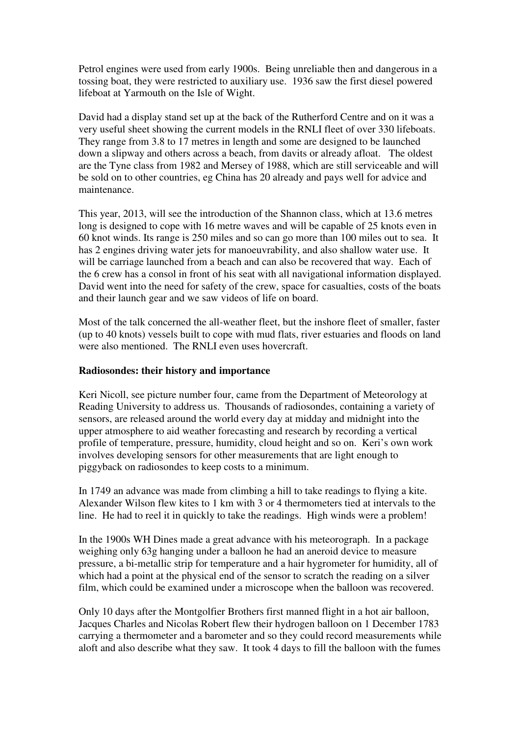Petrol engines were used from early 1900s. Being unreliable then and dangerous in a tossing boat, they were restricted to auxiliary use. 1936 saw the first diesel powered lifeboat at Yarmouth on the Isle of Wight.

David had a display stand set up at the back of the Rutherford Centre and on it was a very useful sheet showing the current models in the RNLI fleet of over 330 lifeboats. They range from 3.8 to 17 metres in length and some are designed to be launched down a slipway and others across a beach, from davits or already afloat. The oldest are the Tyne class from 1982 and Mersey of 1988, which are still serviceable and will be sold on to other countries, eg China has 20 already and pays well for advice and maintenance.

This year, 2013, will see the introduction of the Shannon class, which at 13.6 metres long is designed to cope with 16 metre waves and will be capable of 25 knots even in 60 knot winds. Its range is 250 miles and so can go more than 100 miles out to sea. It has 2 engines driving water jets for manoeuvrability, and also shallow water use. It will be carriage launched from a beach and can also be recovered that way. Each of the 6 crew has a consol in front of his seat with all navigational information displayed. David went into the need for safety of the crew, space for casualties, costs of the boats and their launch gear and we saw videos of life on board.

Most of the talk concerned the all-weather fleet, but the inshore fleet of smaller, faster (up to 40 knots) vessels built to cope with mud flats, river estuaries and floods on land were also mentioned. The RNLI even uses hovercraft.

**Radiosondes: their history and importance**

Keri Nicoll, see picture number four, came from the Department of Meteorology at Reading University to address us. Thousands of radiosondes, containing a variety of sensors, are released around the world every day at midday and midnight into the upper atmosphere to aid weather forecasting and research by recording a vertical profile of temperature, pressure, humidity, cloud height and so on. Keri's own work involves developing sensors for other measurements that are light enough to piggyback on radiosondes to keep costs to a minimum.

In 1749 an advance was made from climbing a hill to take readings to flying a kite. Alexander Wilson flew kites to 1 km with 3 or 4 thermometers tied at intervals to the line. He had to reel it in quickly to take the readings. High winds were a problem!

In the 1900s WH Dines made a great advance with his meteorograph. In a package weighing only 63g hanging under a balloon he had an aneroid device to measure pressure, a bi-metallic strip for temperature and a hair hygrometer for humidity, all of which had a point at the physical end of the sensor to scratch the reading on a silver film, which could be examined under a microscope when the balloon was recovered.

Only 10 days after the Montgolfier Brothers first manned flight in a hot air balloon, Jacques Charles and Nicolas Robert flew their hydrogen balloon on 1 December 1783 carrying a thermometer and a barometer and so they could record measurements while aloft and also describe what they saw. It took 4 days to fill the balloon with the fumes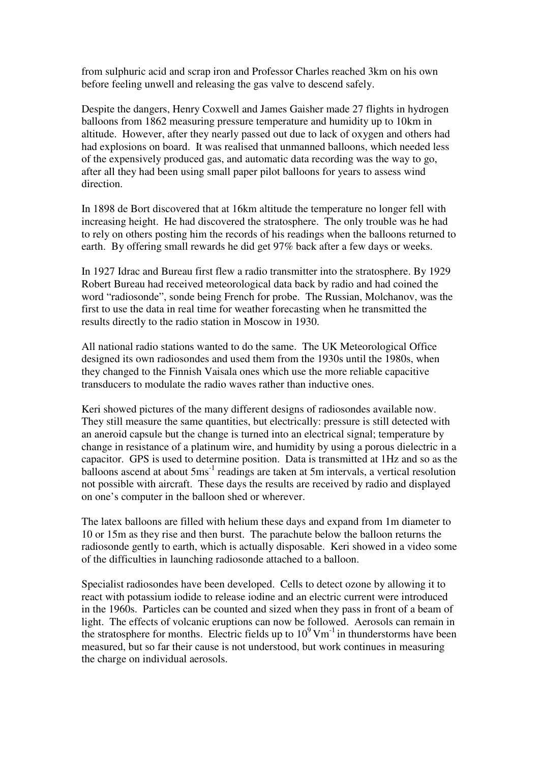from sulphuric acid and scrap iron and Professor Charles reached 3km on his own before feeling unwell and releasing the gas valve to descend safely.

Despite the dangers, Henry Coxwell and James Gaisher made 27 flights in hydrogen balloons from 1862 measuring pressure temperature and humidity up to 10km in altitude. However, after they nearly passed out due to lack of oxygen and others had had explosions on board. It was realised that unmanned balloons, which needed less of the expensively produced gas, and automatic data recording was the way to go, after all they had been using small paper pilot balloons for years to assess wind direction.

In 1898 de Bort discovered that at 16km altitude the temperature no longer fell with increasing height. He had discovered the stratosphere. The only trouble was he had to rely on others posting him the records of his readings when the balloons returned to earth. By offering small rewards he did get 97% back after a few days or weeks.

In 1927 Idrac and Bureau first flew a radio transmitter into the stratosphere. By 1929 Robert Bureau had received meteorological data back by radio and had coined the word "radiosonde", sonde being French for probe. The Russian, Molchanov, was the first to use the data in real time for weather forecasting when he transmitted the results directly to the radio station in Moscow in 1930.

All national radio stations wanted to do the same. The UK Meteorological Office designed its own radiosondes and used them from the 1930s until the 1980s, when they changed to the Finnish Vaisala ones which use the more reliable capacitive transducers to modulate the radio waves rather than inductive ones.

Keri showed pictures of the many different designs of radiosondes available now. They still measure the same quantities, but electrically: pressure is still detected with an aneroid capsule but the change is turned into an electrical signal; temperature by change in resistance of a platinum wire, and humidity by using a porous dielectric in a capacitor. GPS is used to determine position. Data is transmitted at 1Hz and so as the balloons ascend at about $5ms^{-1}$ readings are taken at 5m intervals, a vertical resolution not possible with aircraft. These days the results are received by radio and displayed on one's computer in the balloon shed or wherever.

The latex balloons are filled with helium these days and expand from 1m diameter to 10 or 15m as they rise and then burst. The parachute below the balloon returns the radiosonde gently to earth, which is actually disposable. Keri showed in a video some of the difficulties in launching radiosonde attached to a balloon.

Specialist radiosondes have been developed. Cells to detect ozone by allowing it to react with potassium iodide to release iodine and an electric current were introduced in the 1960s. Particles can be counted and sized when they pass in front of a beam of light. The effects of volcanic eruptions can now be followed. Aerosols can remain in the stratosphere for months. Electric fields up to $10^9\,Vm^{-1}$ in thunderstorms have been measured, but so far their cause is not understood, but work continues in measuring the charge on individual aerosols.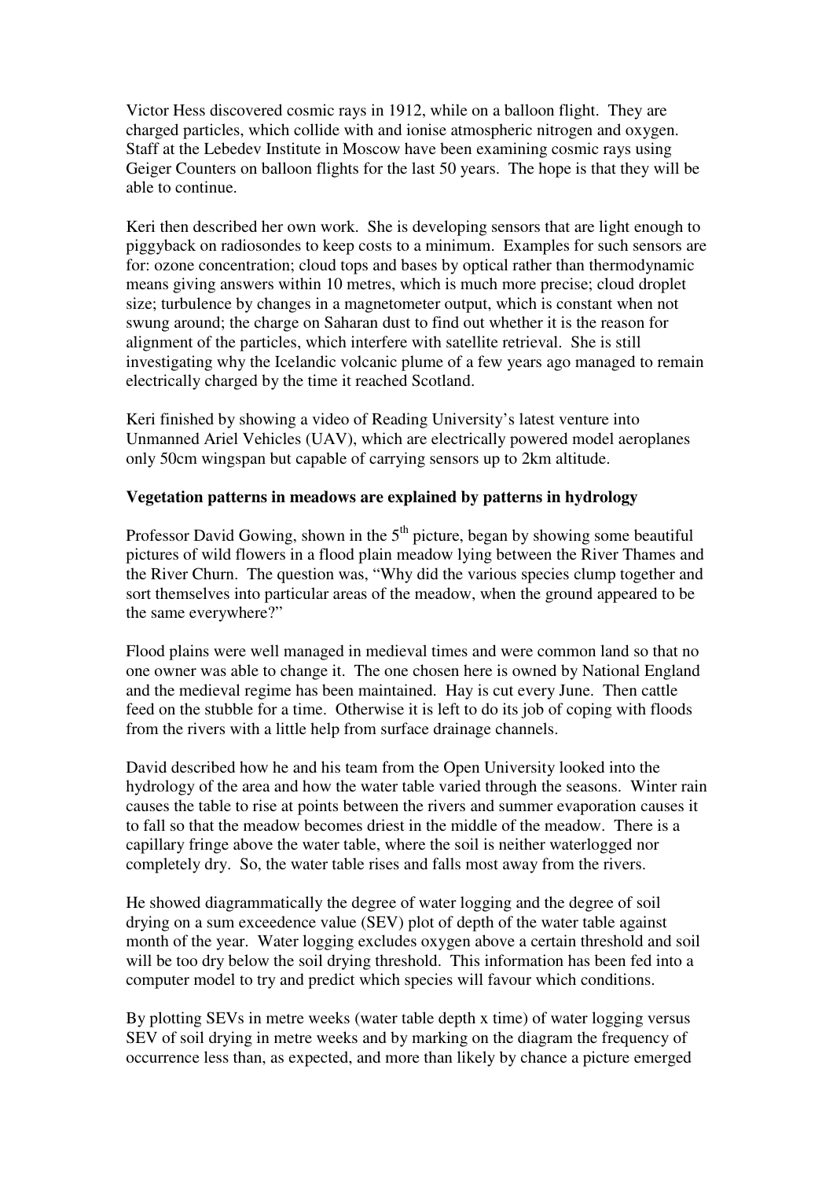Victor Hess discovered cosmic rays in 1912, while on a balloon flight. They are charged particles, which collide with and ionise atmospheric nitrogen and oxygen. Staff at the Lebedev Institute in Moscow have been examining cosmic rays using Geiger Counters on balloon flights for the last 50 years. The hope is that they will be able to continue.

Keri then described her own work. She is developing sensors that are light enough to piggyback on radiosondes to keep costs to a minimum. Examples for such sensors are for: ozone concentration; cloud tops and bases by optical rather than thermodynamic means giving answers within 10 metres, which is much more precise; cloud droplet size; turbulence by changes in a magnetometer output, which is constant when not swung around; the charge on Saharan dust to find out whether it is the reason for alignment of the particles, which interfere with satellite retrieval. She is still investigating why the Icelandic volcanic plume of a few years ago managed to remain electrically charged by the time it reached Scotland.

Keri finished by showing a video of Reading University's latest venture into Unmanned Ariel Vehicles (UAV), which are electrically powered model aeroplanes only 50cm wingspan but capable of carrying sensors up to 2km altitude.

**Vegetation patterns in meadows are explained by patterns in hydrology**

Professor David Gowing, shown in the 5th picture, began by showing some beautiful pictures of wild flowers in a flood plain meadow lying between the River Thames and the River Churn. The question was, "Why did the various species clump together and sort themselves into particular areas of the meadow, when the ground appeared to be the same everywhere?"

Flood plains were well managed in medieval times and were common land so that no one owner was able to change it. The one chosen here is owned by National England and the medieval regime has been maintained. Hay is cut every June. Then cattle feed on the stubble for a time. Otherwise it is left to do its job of coping with floods from the rivers with a little help from surface drainage channels.

David described how he and his team from the Open University looked into the hydrology of the area and how the water table varied through the seasons. Winter rain causes the table to rise at points between the rivers and summer evaporation causes it to fall so that the meadow becomes driest in the middle of the meadow. There is a capillary fringe above the water table, where the soil is neither waterlogged nor completely dry. So, the water table rises and falls most away from the rivers.

He showed diagrammatically the degree of water logging and the degree of soil drying on a sum exceedence value (SEV) plot of depth of the water table against month of the year. Water logging excludes oxygen above a certain threshold and soil will be too dry below the soil drying threshold. This information has been fed into a computer model to try and predict which species will favour which conditions.

By plotting SEVs in metre weeks (water table depth x time) of water logging versus SEV of soil drying in metre weeks and by marking on the diagram the frequency of occurrence less than, as expected, and more than likely by chance a picture emerged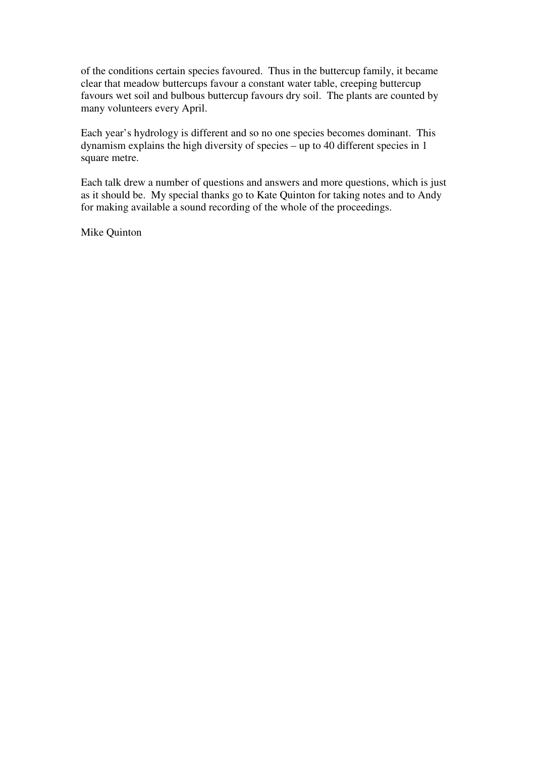of the conditions certain species favoured. Thus in the buttercup family, it became clear that meadow buttercups favour a constant water table, creeping buttercup favours wet soil and bulbous buttercup favours dry soil. The plants are counted by many volunteers every April.

Each year's hydrology is different and so no one species becomes dominant. This dynamism explains the high diversity of species – up to 40 different species in 1 square metre.

Each talk drew a number of questions and answers and more questions, which is just as it should be. My special thanks go to Kate Quinton for taking notes and to Andy for making available a sound recording of the whole of the proceedings.

Mike Quinton